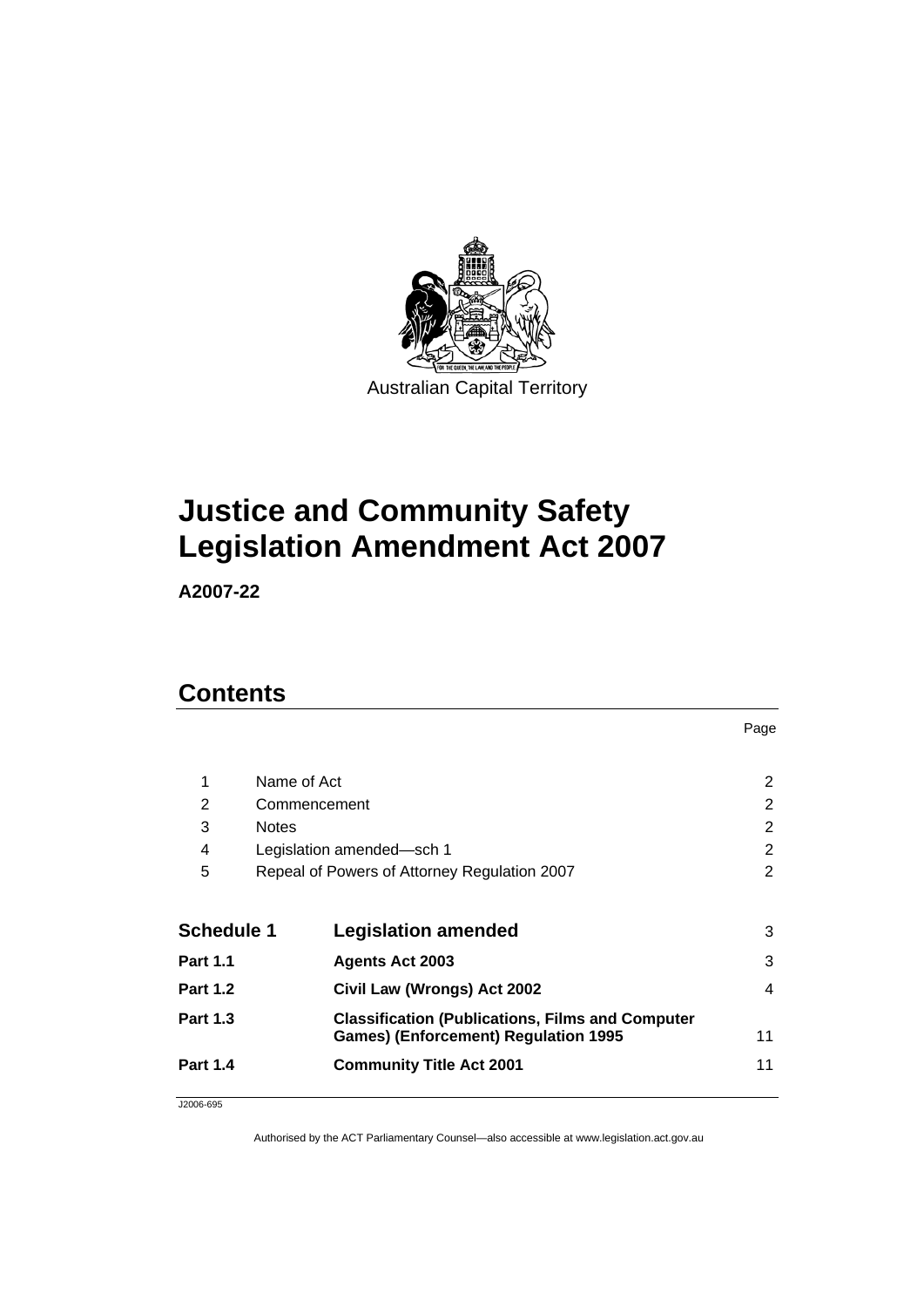Australian Capital Territory

# Justice and Community Safety Legislation Amendment Act 2007

**A2007-22**

## Contents

| | | Page |
|---|---|---|
| 1 | Name of Act | 2 |
| 2 | Commencement | 2 |
| 3 | Notes | 2 |
| 4 | Legislation amended—sch 1 | 2 |
| 5 | Repeal of Powers of Attorney Regulation 2007 | 2 |
| **Schedule 1** | **Legislation amended** | 3 |
| **Part 1.1** | **Agents Act 2003** | 3 |
| **Part 1.2** | **Civil Law (Wrongs) Act 2002** | 4 |
| **Part 1.3** | **Classification (Publications, Films and Computer Games) (Enforcement) Regulation 1995** | 11 |
| **Part 1.4** | **Community Title Act 2001** | 11 |

J2006-695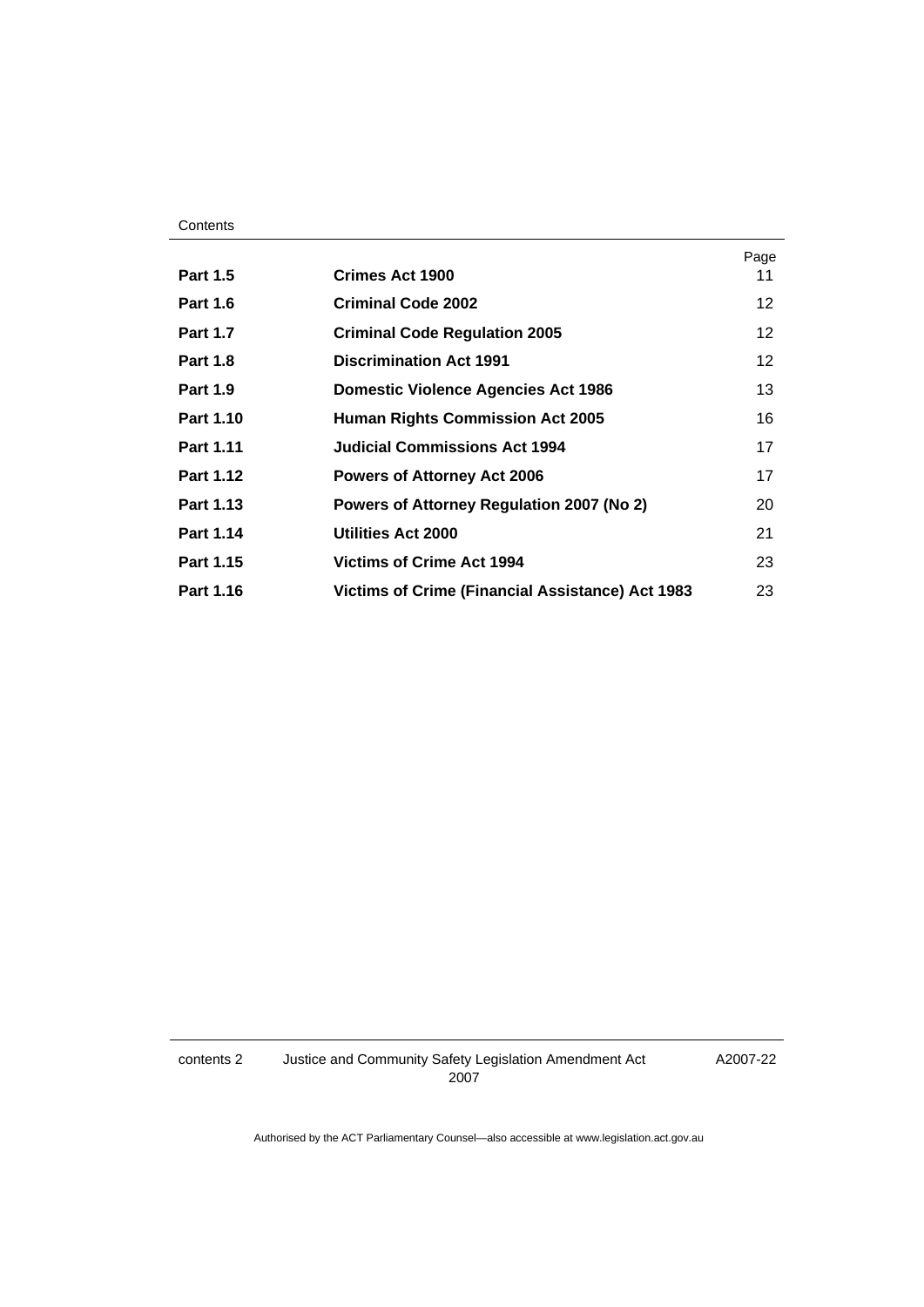| | | Page |
|---|---|---|
| **Part 1.5** | **Crimes Act 1900** | 11 |
| **Part 1.6** | **Criminal Code 2002** | 12 |
| **Part 1.7** | **Criminal Code Regulation 2005** | 12 |
| **Part 1.8** | **Discrimination Act 1991** | 12 |
| **Part 1.9** | **Domestic Violence Agencies Act 1986** | 13 |
| **Part 1.10** | **Human Rights Commission Act 2005** | 16 |
| **Part 1.11** | **Judicial Commissions Act 1994** | 17 |
| **Part 1.12** | **Powers of Attorney Act 2006** | 17 |
| **Part 1.13** | **Powers of Attorney Regulation 2007 (No 2)** | 20 |
| **Part 1.14** | **Utilities Act 2000** | 21 |
| **Part 1.15** | **Victims of Crime Act 1994** | 23 |
| **Part 1.16** | **Victims of Crime (Financial Assistance) Act 1983** | 23 |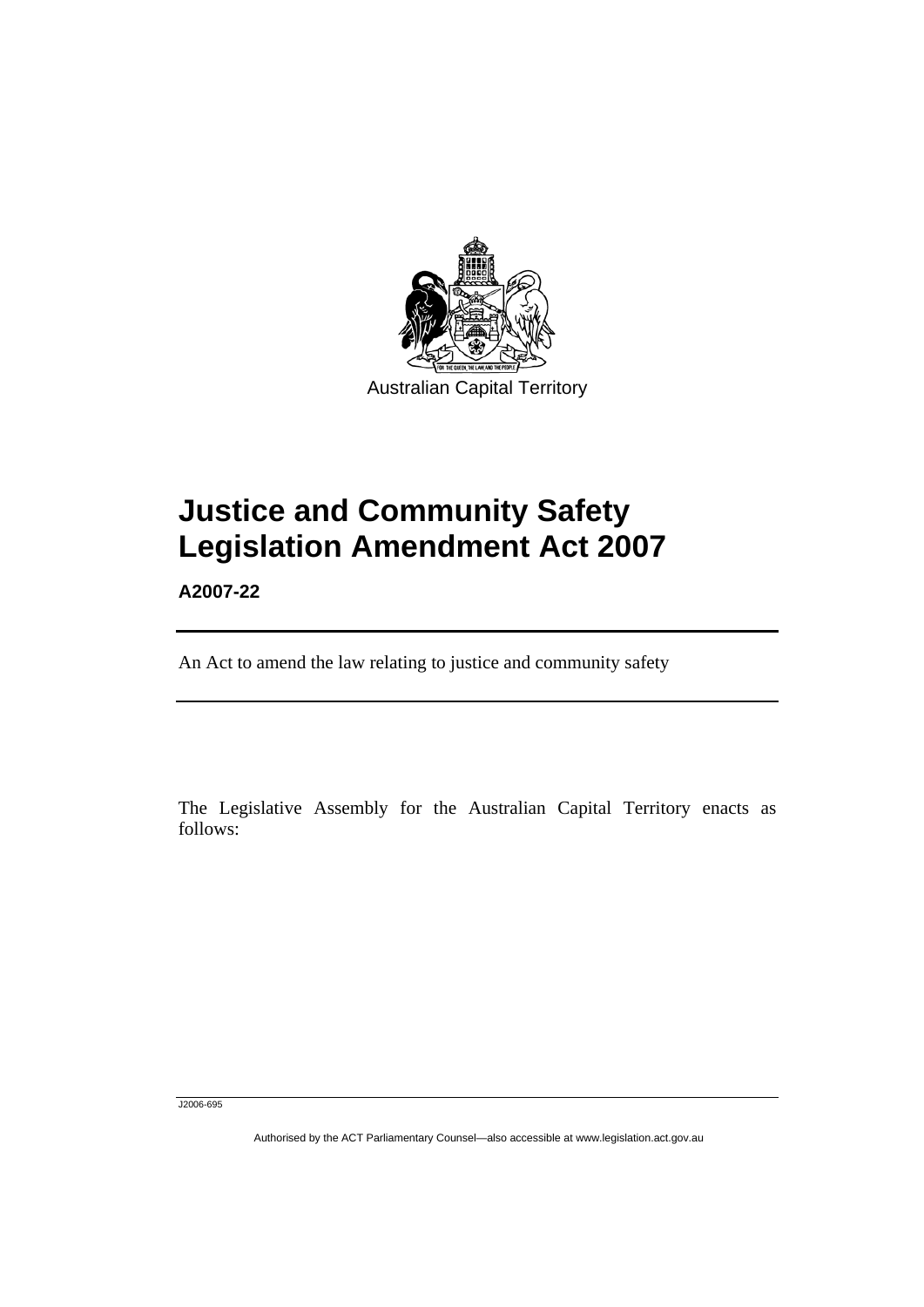Australian Capital Territory

# Justice and Community Safety Legislation Amendment Act 2007

**A2007-22**

An Act to amend the law relating to justice and community safety

The Legislative Assembly for the Australian Capital Territory enacts as follows:

J2006-695

Authorised by the ACT Parliamentary Counsel—also accessible at www.legislation.act.gov.au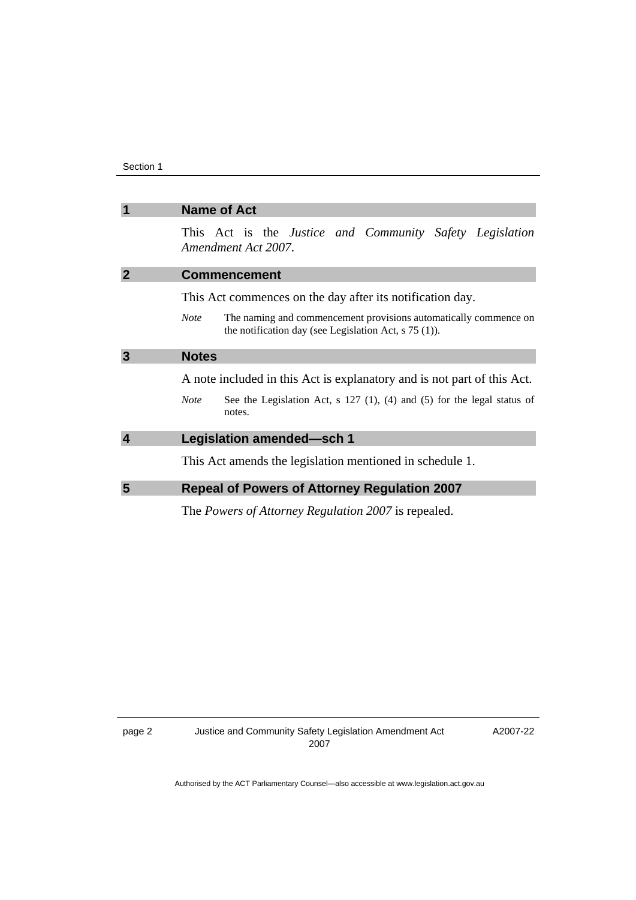## 1 Name of Act

This Act is the *Justice and Community Safety Legislation Amendment Act 2007*.

## 2 Commencement

This Act commences on the day after its notification day.

*Note* The naming and commencement provisions automatically commence on the notification day (see Legislation Act, s 75 (1)).

## 3 Notes

A note included in this Act is explanatory and is not part of this Act.

*Note* See the Legislation Act, s 127 (1), (4) and (5) for the legal status of notes.

## 4 Legislation amended—sch 1

This Act amends the legislation mentioned in schedule 1.

## 5 Repeal of Powers of Attorney Regulation 2007

The *Powers of Attorney Regulation 2007* is repealed.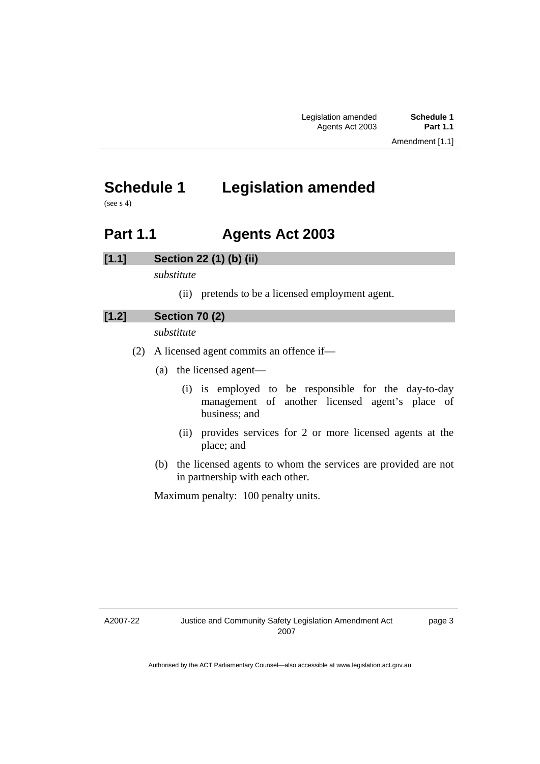# Schedule 1 Legislation amended

(see s 4)

## Part 1.1 Agents Act 2003

### [1.1] Section 22 (1) (b) (ii)

*substitute*

(ii) pretends to be a licensed employment agent.

### [1.2] Section 70 (2)

*substitute*

(2) A licensed agent commits an offence if—

(a) the licensed agent—

(i) is employed to be responsible for the day-to-day management of another licensed agent's place of business; and

(ii) provides services for 2 or more licensed agents at the place; and

(b) the licensed agents to whom the services are provided are not in partnership with each other.

Maximum penalty: 100 penalty units.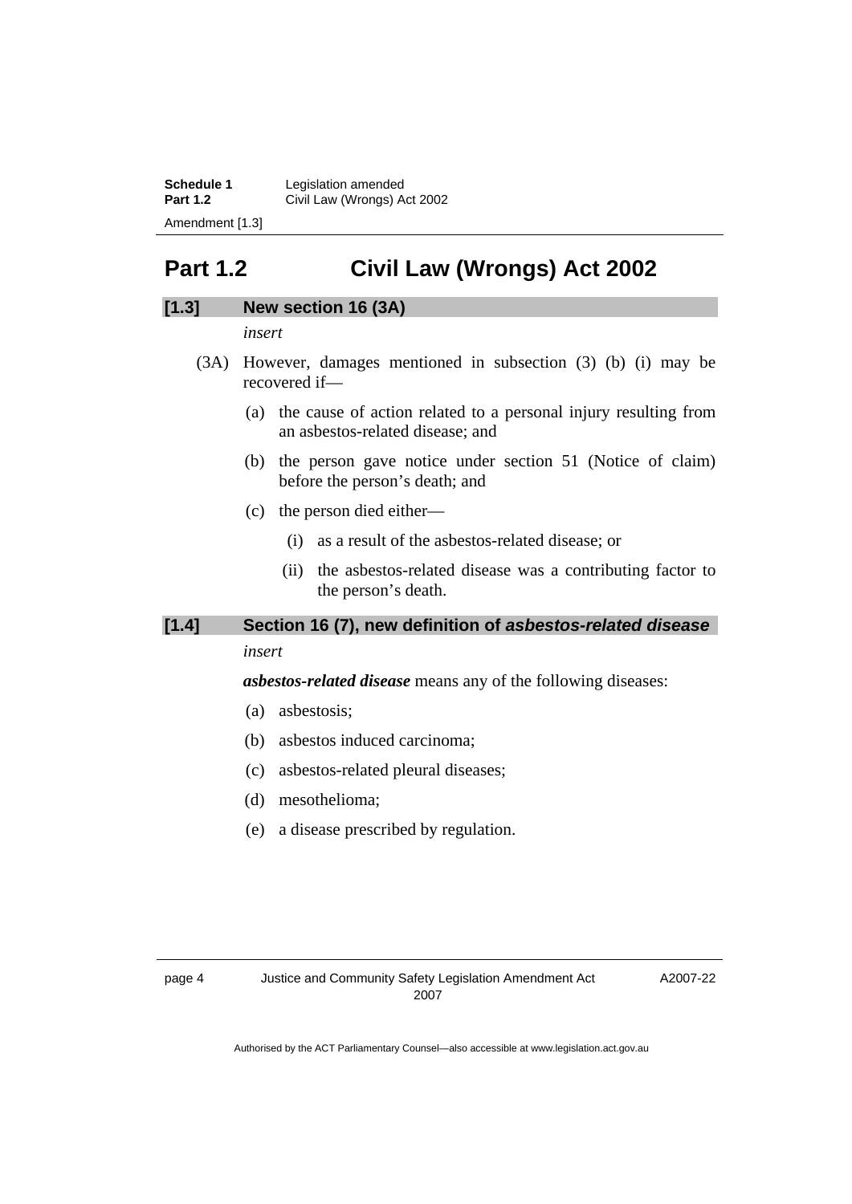# Part 1.2 Civil Law (Wrongs) Act 2002

## [1.3] New section 16 (3A)

*insert*

(3A) However, damages mentioned in subsection (3) (b) (i) may be recovered if—

(a) the cause of action related to a personal injury resulting from an asbestos-related disease; and

(b) the person gave notice under section 51 (Notice of claim) before the person's death; and

(c) the person died either—

(i) as a result of the asbestos-related disease; or

(ii) the asbestos-related disease was a contributing factor to the person's death.

## [1.4] Section 16 (7), new definition of *asbestos-related disease*

*insert*

***asbestos-related disease*** means any of the following diseases:

(a) asbestosis;

(b) asbestos induced carcinoma;

(c) asbestos-related pleural diseases;

(d) mesothelioma;

(e) a disease prescribed by regulation.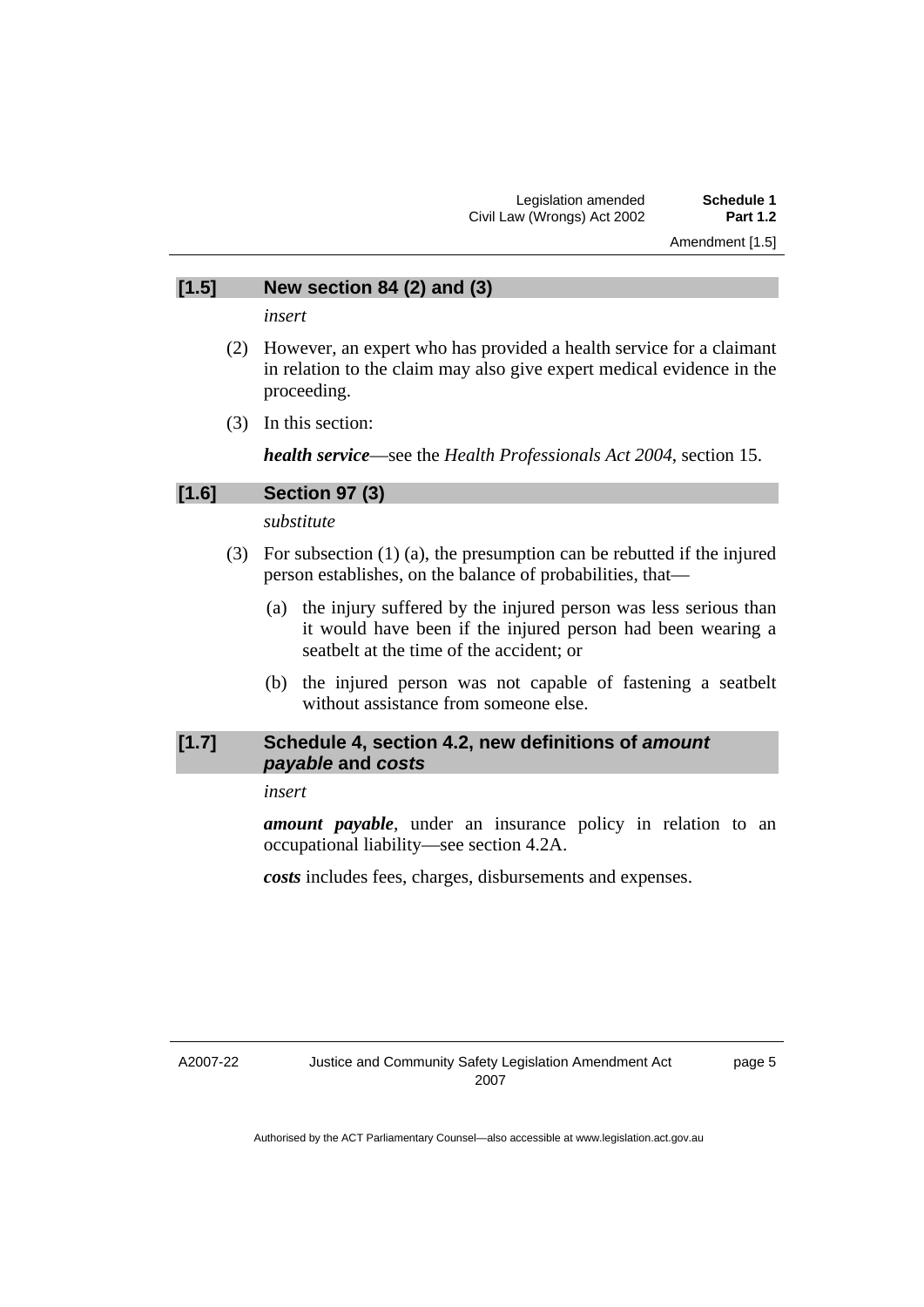### [1.5] New section 84 (2) and (3)

*insert*

(2) However, an expert who has provided a health service for a claimant in relation to the claim may also give expert medical evidence in the proceeding.

(3) In this section:

***health service***—see the *Health Professionals Act 2004*, section 15.

### [1.6] Section 97 (3)

*substitute*

(3) For subsection (1) (a), the presumption can be rebutted if the injured person establishes, on the balance of probabilities, that—

(a) the injury suffered by the injured person was less serious than it would have been if the injured person had been wearing a seatbelt at the time of the accident; or

(b) the injured person was not capable of fastening a seatbelt without assistance from someone else.

### [1.7] Schedule 4, section 4.2, new definitions of *amount payable* and *costs*

*insert*

***amount payable***, under an insurance policy in relation to an occupational liability—see section 4.2A.

***costs*** includes fees, charges, disbursements and expenses.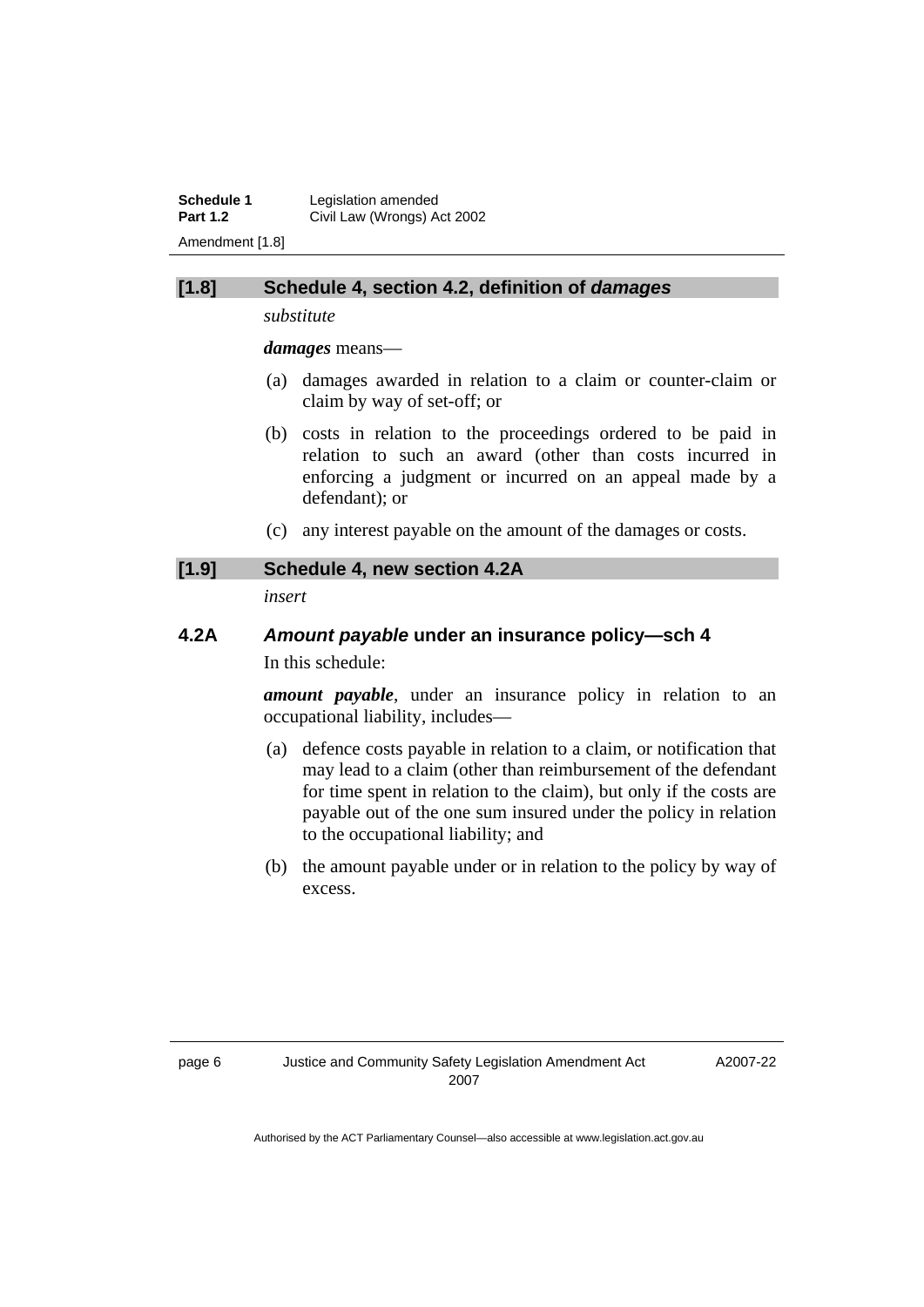### [1.8] Schedule 4, section 4.2, definition of *damages*

*substitute*

***damages*** means—

(a) damages awarded in relation to a claim or counter-claim or claim by way of set-off; or

(b) costs in relation to the proceedings ordered to be paid in relation to such an award (other than costs incurred in enforcing a judgment or incurred on an appeal made by a defendant); or

(c) any interest payable on the amount of the damages or costs.

### [1.9] Schedule 4, new section 4.2A

*insert*

### 4.2A *Amount payable* under an insurance policy—sch 4

In this schedule:

***amount payable***, under an insurance policy in relation to an occupational liability, includes—

(a) defence costs payable in relation to a claim, or notification that may lead to a claim (other than reimbursement of the defendant for time spent in relation to the claim), but only if the costs are payable out of the one sum insured under the policy in relation to the occupational liability; and

(b) the amount payable under or in relation to the policy by way of excess.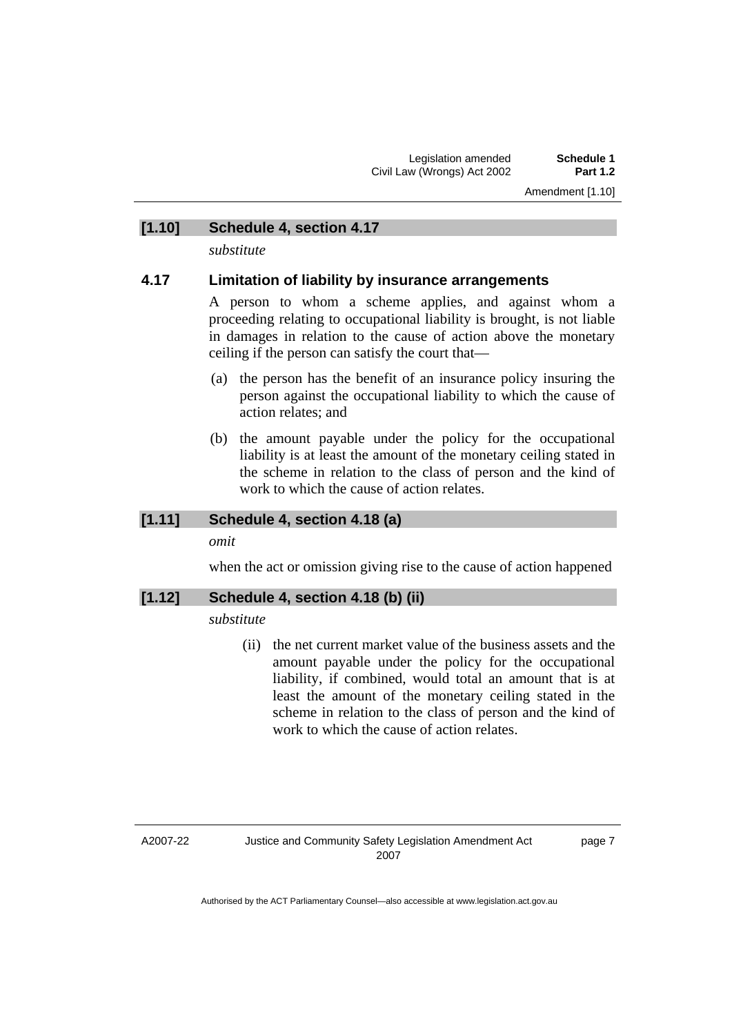### [1.10] Schedule 4, section 4.17

*substitute*

### 4.17 Limitation of liability by insurance arrangements

A person to whom a scheme applies, and against whom a proceeding relating to occupational liability is brought, is not liable in damages in relation to the cause of action above the monetary ceiling if the person can satisfy the court that—

(a) the person has the benefit of an insurance policy insuring the person against the occupational liability to which the cause of action relates; and

(b) the amount payable under the policy for the occupational liability is at least the amount of the monetary ceiling stated in the scheme in relation to the class of person and the kind of work to which the cause of action relates.

### [1.11] Schedule 4, section 4.18 (a)

*omit*

when the act or omission giving rise to the cause of action happened

### [1.12] Schedule 4, section 4.18 (b) (ii)

*substitute*

(ii) the net current market value of the business assets and the amount payable under the policy for the occupational liability, if combined, would total an amount that is at least the amount of the monetary ceiling stated in the scheme in relation to the class of person and the kind of work to which the cause of action relates.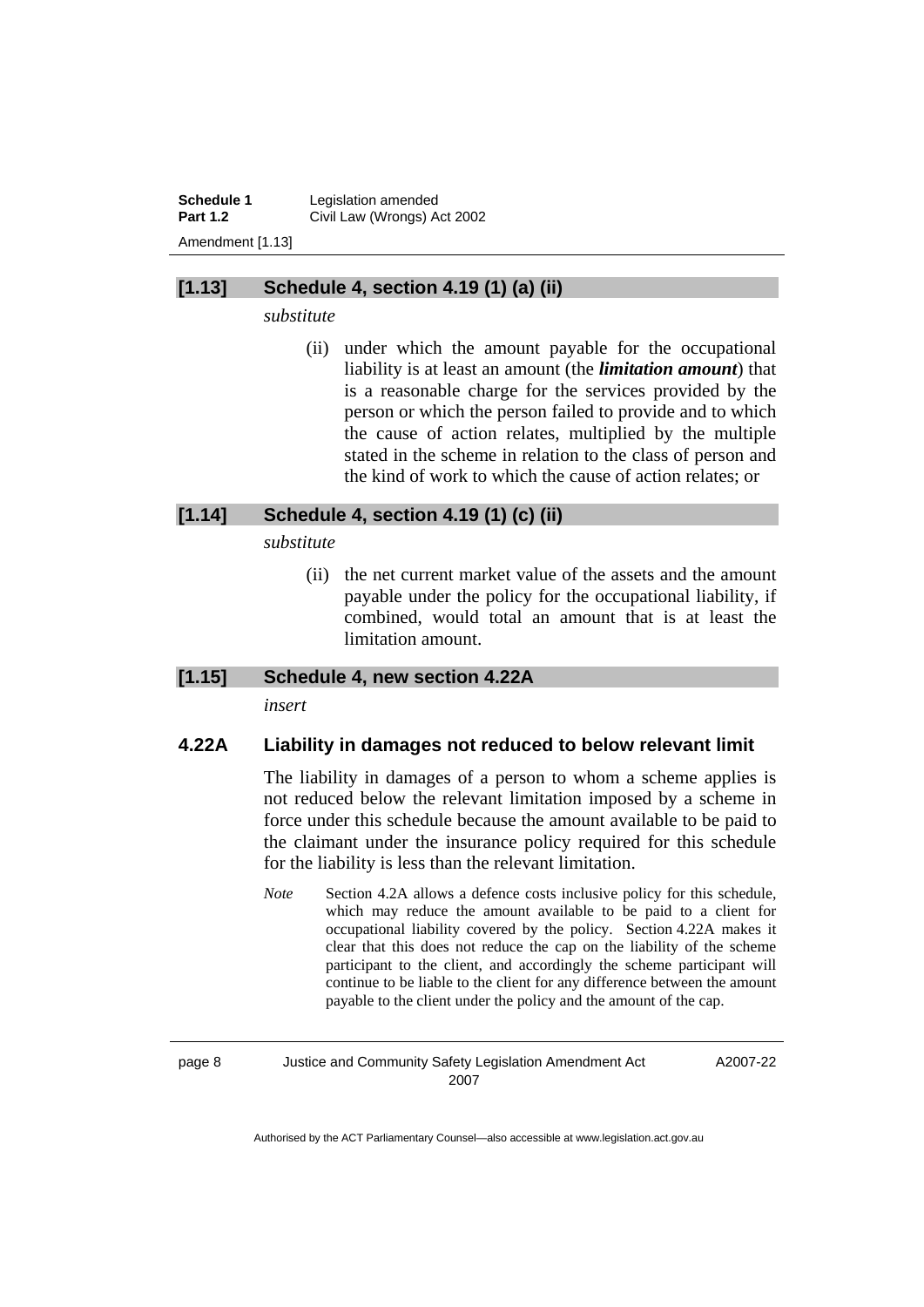### [1.13] Schedule 4, section 4.19 (1) (a) (ii)

*substitute*

(ii) under which the amount payable for the occupational liability is at least an amount (the ***limitation amount***) that is a reasonable charge for the services provided by the person or which the person failed to provide and to which the cause of action relates, multiplied by the multiple stated in the scheme in relation to the class of person and the kind of work to which the cause of action relates; or

### [1.14] Schedule 4, section 4.19 (1) (c) (ii)

*substitute*

(ii) the net current market value of the assets and the amount payable under the policy for the occupational liability, if combined, would total an amount that is at least the limitation amount.

### [1.15] Schedule 4, new section 4.22A

*insert*

### 4.22A Liability in damages not reduced to below relevant limit

The liability in damages of a person to whom a scheme applies is not reduced below the relevant limitation imposed by a scheme in force under this schedule because the amount available to be paid to the claimant under the insurance policy required for this schedule for the liability is less than the relevant limitation.

*Note* Section 4.2A allows a defence costs inclusive policy for this schedule, which may reduce the amount available to be paid to a client for occupational liability covered by the policy. Section 4.22A makes it clear that this does not reduce the cap on the liability of the scheme participant to the client, and accordingly the scheme participant will continue to be liable to the client for any difference between the amount payable to the client under the policy and the amount of the cap.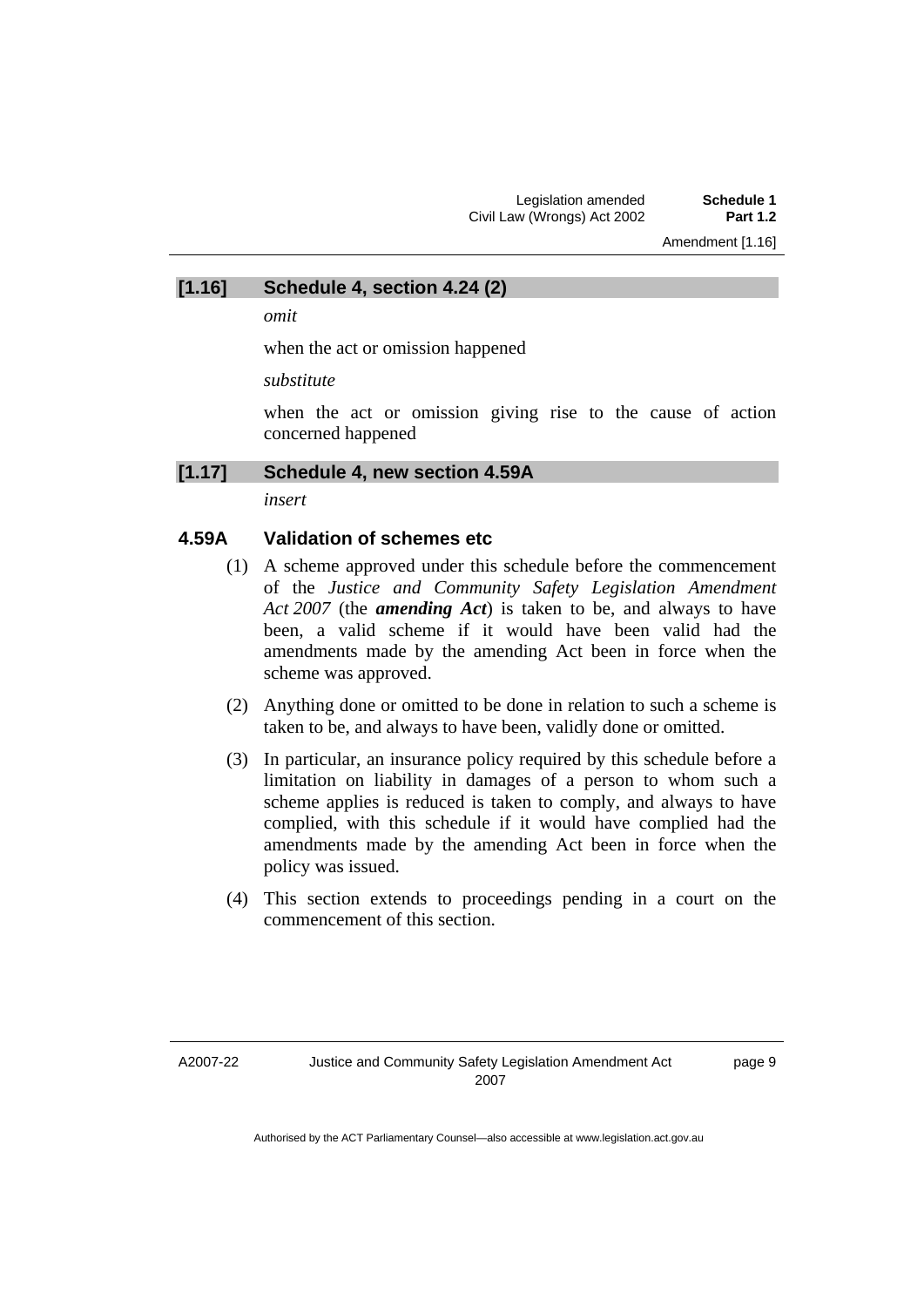### [1.16] Schedule 4, section 4.24 (2)

*omit*

when the act or omission happened

*substitute*

when the act or omission giving rise to the cause of action concerned happened

### [1.17] Schedule 4, new section 4.59A

*insert*

#### 4.59A Validation of schemes etc

(1) A scheme approved under this schedule before the commencement of the *Justice and Community Safety Legislation Amendment Act 2007* (the ***amending Act***) is taken to be, and always to have been, a valid scheme if it would have been valid had the amendments made by the amending Act been in force when the scheme was approved.

(2) Anything done or omitted to be done in relation to such a scheme is taken to be, and always to have been, validly done or omitted.

(3) In particular, an insurance policy required by this schedule before a limitation on liability in damages of a person to whom such a scheme applies is reduced is taken to comply, and always to have complied, with this schedule if it would have complied had the amendments made by the amending Act been in force when the policy was issued.

(4) This section extends to proceedings pending in a court on the commencement of this section.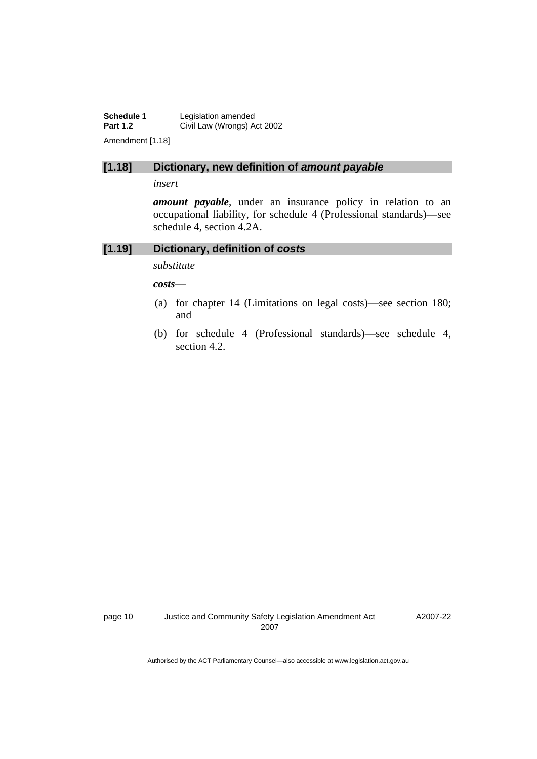## [1.18] Dictionary, new definition of ***amount payable***

*insert*

***amount payable***, under an insurance policy in relation to an occupational liability, for schedule 4 (Professional standards)—see schedule 4, section 4.2A.

## [1.19] Dictionary, definition of ***costs***

*substitute*

***costs***—

(a) for chapter 14 (Limitations on legal costs)—see section 180; and

(b) for schedule 4 (Professional standards)—see schedule 4, section 4.2.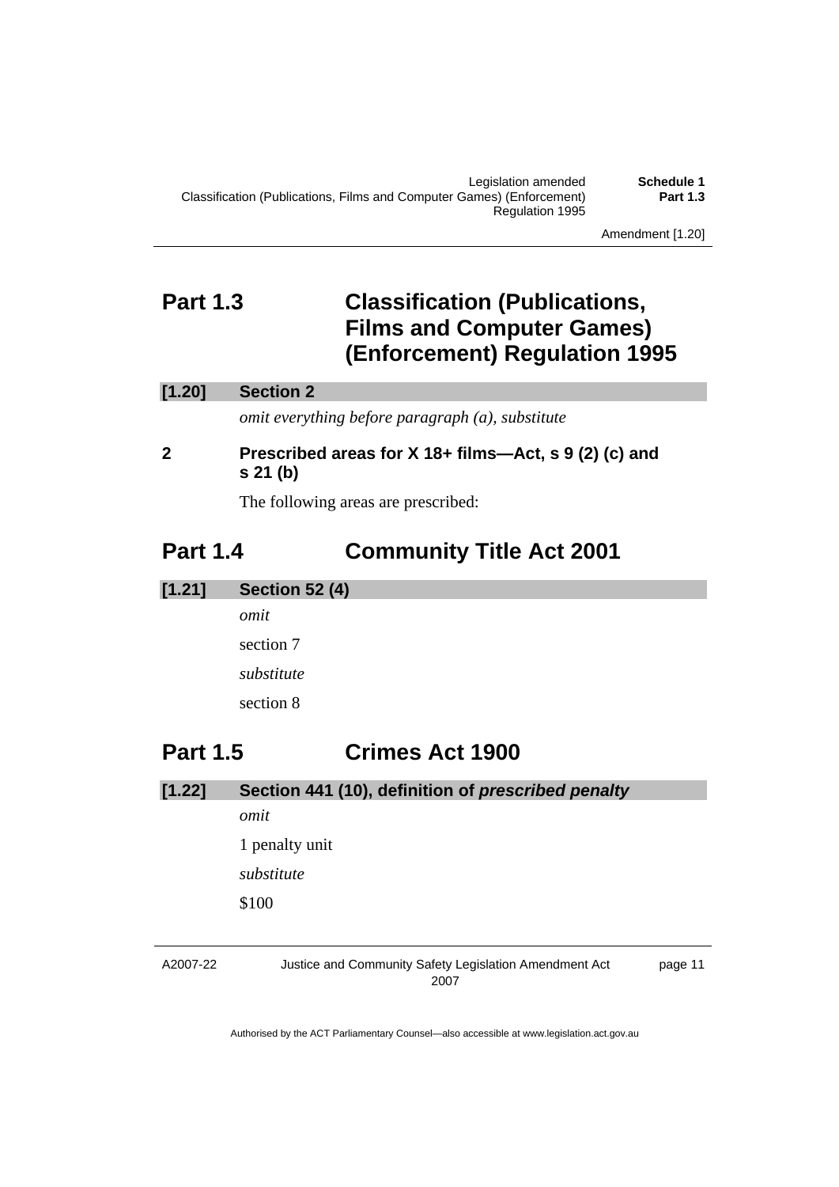## Part 1.3 Classification (Publications, Films and Computer Games) (Enforcement) Regulation 1995

**[1.20] Section 2**

*omit everything before paragraph (a), substitute*

**2 Prescribed areas for X 18+ films—Act, s 9 (2) (c) and s 21 (b)**

The following areas are prescribed:

## Part 1.4 Community Title Act 2001

**[1.21] Section 52 (4)**

*omit*

section 7

*substitute*

section 8

## Part 1.5 Crimes Act 1900

**[1.22] Section 441 (10), definition of *prescribed penalty***

*omit*

1 penalty unit

*substitute*

$100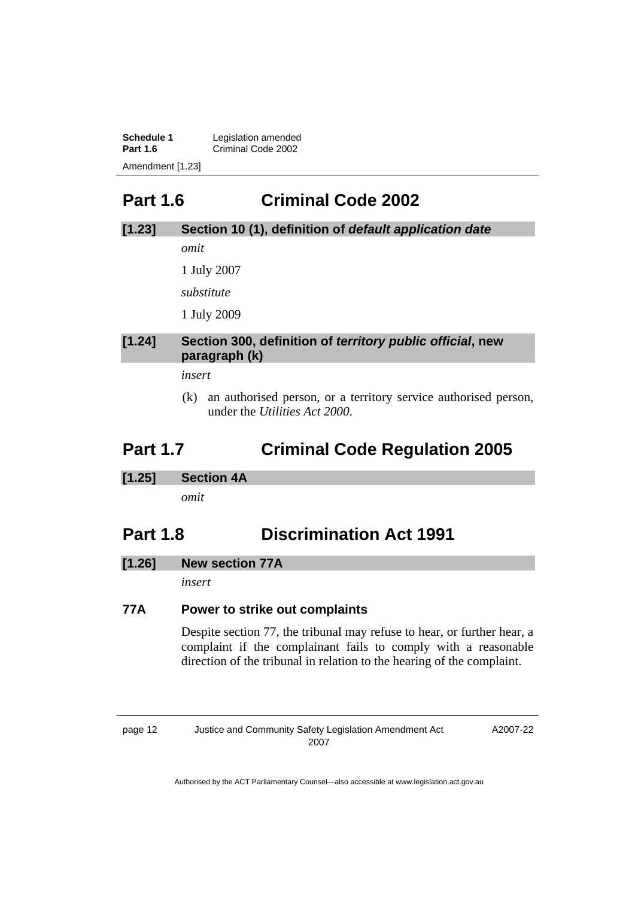## Part 1.6 Criminal Code 2002

### [1.23] Section 10 (1), definition of *default application date*

*omit*

1 July 2007

*substitute*

1 July 2009

### [1.24] Section 300, definition of *territory public official*, new paragraph (k)

*insert*

(k) an authorised person, or a territory service authorised person, under the *Utilities Act 2000*.

## Part 1.7 Criminal Code Regulation 2005

### [1.25] Section 4A

*omit*

## Part 1.8 Discrimination Act 1991

### [1.26] New section 77A

*insert*

**77A Power to strike out complaints**

Despite section 77, the tribunal may refuse to hear, or further hear, a complaint if the complainant fails to comply with a reasonable direction of the tribunal in relation to the hearing of the complaint.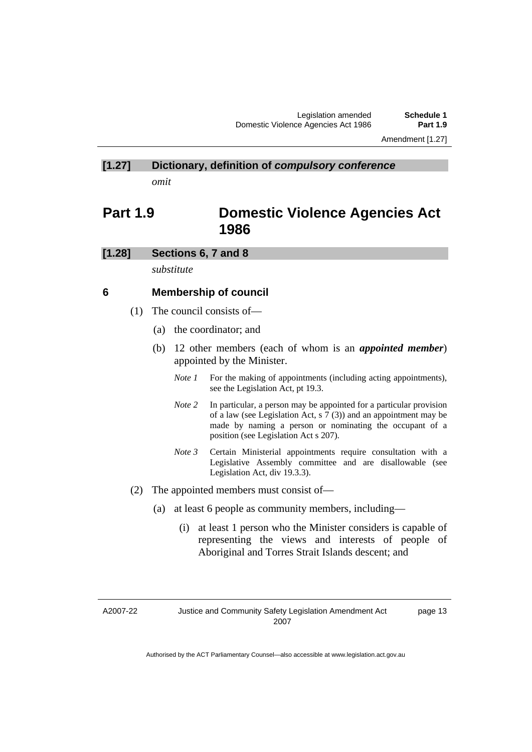**[1.27] Dictionary, definition of *compulsory conference***

*omit*

## Part 1.9 Domestic Violence Agencies Act 1986

**[1.28] Sections 6, 7 and 8**

*substitute*

### 6 Membership of council

(1) The council consists of—

(a) the coordinator; and

(b) 12 other members (each of whom is an ***appointed member***) appointed by the Minister.

*Note 1* For the making of appointments (including acting appointments), see the Legislation Act, pt 19.3.

*Note 2* In particular, a person may be appointed for a particular provision of a law (see Legislation Act, s 7 (3)) and an appointment may be made by naming a person or nominating the occupant of a position (see Legislation Act s 207).

*Note 3* Certain Ministerial appointments require consultation with a Legislative Assembly committee and are disallowable (see Legislation Act, div 19.3.3).

(2) The appointed members must consist of—

(a) at least 6 people as community members, including—

(i) at least 1 person who the Minister considers is capable of representing the views and interests of people of Aboriginal and Torres Strait Islands descent; and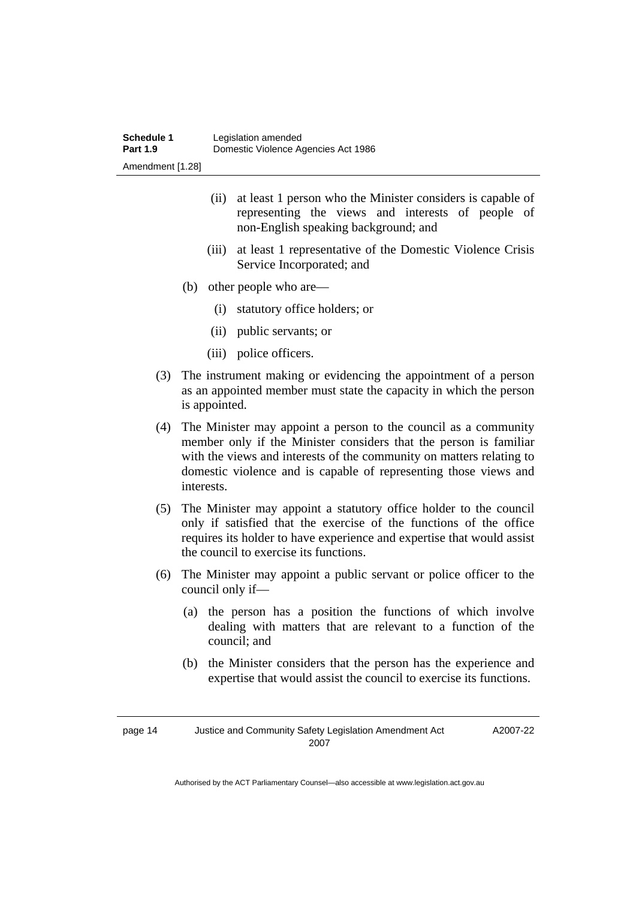(ii) at least 1 person who the Minister considers is capable of representing the views and interests of people of non-English speaking background; and

(iii) at least 1 representative of the Domestic Violence Crisis Service Incorporated; and

(b) other people who are—

(i) statutory office holders; or

(ii) public servants; or

(iii) police officers.

(3) The instrument making or evidencing the appointment of a person as an appointed member must state the capacity in which the person is appointed.

(4) The Minister may appoint a person to the council as a community member only if the Minister considers that the person is familiar with the views and interests of the community on matters relating to domestic violence and is capable of representing those views and interests.

(5) The Minister may appoint a statutory office holder to the council only if satisfied that the exercise of the functions of the office requires its holder to have experience and expertise that would assist the council to exercise its functions.

(6) The Minister may appoint a public servant or police officer to the council only if—

(a) the person has a position the functions of which involve dealing with matters that are relevant to a function of the council; and

(b) the Minister considers that the person has the experience and expertise that would assist the council to exercise its functions.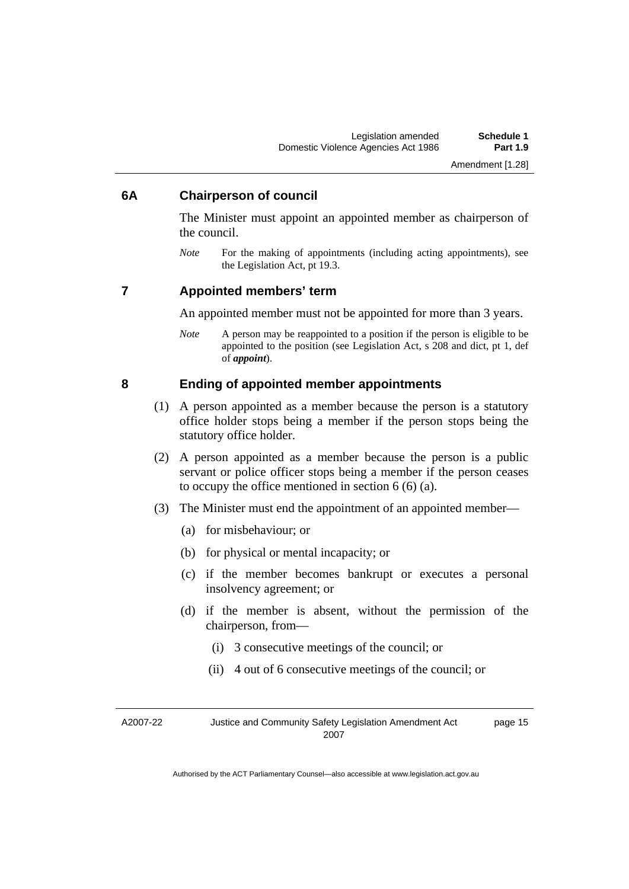### 6A Chairperson of council

The Minister must appoint an appointed member as chairperson of the council.

*Note* For the making of appointments (including acting appointments), see the Legislation Act, pt 19.3.

### 7 Appointed members' term

An appointed member must not be appointed for more than 3 years.

*Note* A person may be reappointed to a position if the person is eligible to be appointed to the position (see Legislation Act, s 208 and dict, pt 1, def of ***appoint***).

### 8 Ending of appointed member appointments

(1) A person appointed as a member because the person is a statutory office holder stops being a member if the person stops being the statutory office holder.

(2) A person appointed as a member because the person is a public servant or police officer stops being a member if the person ceases to occupy the office mentioned in section 6 (6) (a).

(3) The Minister must end the appointment of an appointed member—

- (a) for misbehaviour; or
- (b) for physical or mental incapacity; or
- (c) if the member becomes bankrupt or executes a personal insolvency agreement; or
- (d) if the member is absent, without the permission of the chairperson, from—
  - (i) 3 consecutive meetings of the council; or
  - (ii) 4 out of 6 consecutive meetings of the council; or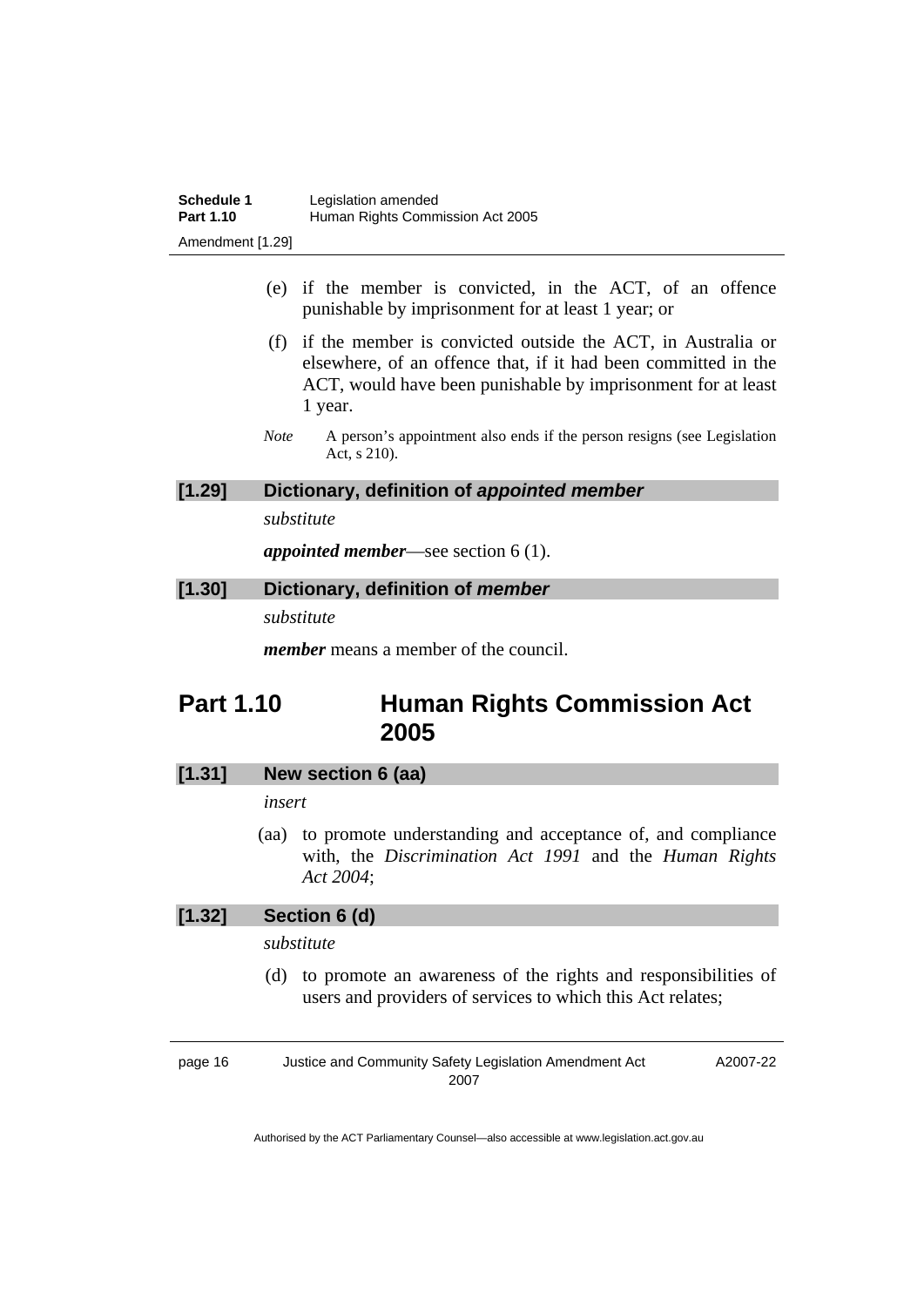(e) if the member is convicted, in the ACT, of an offence punishable by imprisonment for at least 1 year; or

(f) if the member is convicted outside the ACT, in Australia or elsewhere, of an offence that, if it had been committed in the ACT, would have been punishable by imprisonment for at least 1 year.

*Note* A person's appointment also ends if the person resigns (see Legislation Act, s 210).

### [1.29] Dictionary, definition of ***appointed member***

*substitute*

***appointed member***—see section 6 (1).

### [1.30] Dictionary, definition of ***member***

*substitute*

***member*** means a member of the council.

## Part 1.10 Human Rights Commission Act 2005

### [1.31] New section 6 (aa)

*insert*

(aa) to promote understanding and acceptance of, and compliance with, the *Discrimination Act 1991* and the *Human Rights Act 2004*;

### [1.32] Section 6 (d)

*substitute*

(d) to promote an awareness of the rights and responsibilities of users and providers of services to which this Act relates;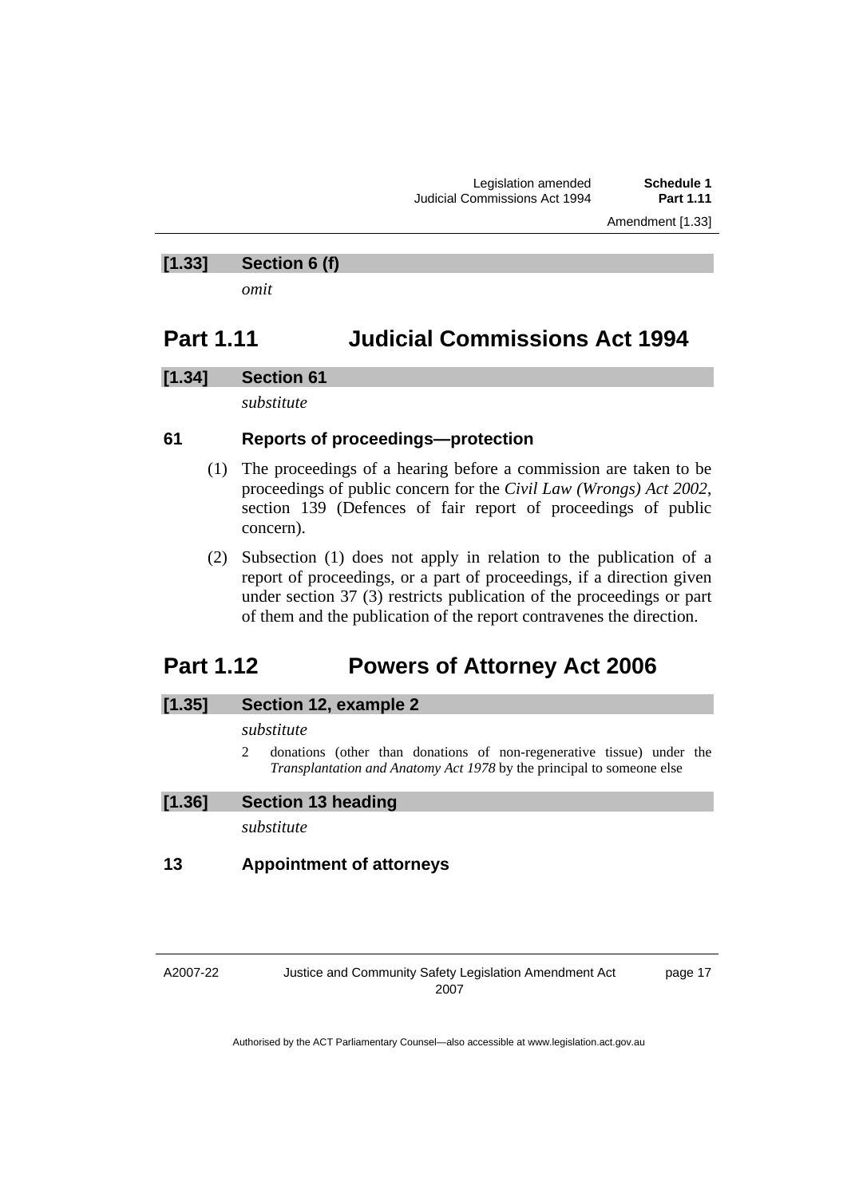**[1.33] Section 6 (f)**

*omit*

## Part 1.11 Judicial Commissions Act 1994

**[1.34] Section 61**

*substitute*

### 61 Reports of proceedings—protection

(1) The proceedings of a hearing before a commission are taken to be proceedings of public concern for the *Civil Law (Wrongs) Act 2002*, section 139 (Defences of fair report of proceedings of public concern).

(2) Subsection (1) does not apply in relation to the publication of a report of proceedings, or a part of proceedings, if a direction given under section 37 (3) restricts publication of the proceedings or part of them and the publication of the report contravenes the direction.

## Part 1.12 Powers of Attorney Act 2006

**[1.35] Section 12, example 2**

*substitute*

2 donations (other than donations of non-regenerative tissue) under the *Transplantation and Anatomy Act 1978* by the principal to someone else

**[1.36] Section 13 heading**

*substitute*

### 13 Appointment of attorneys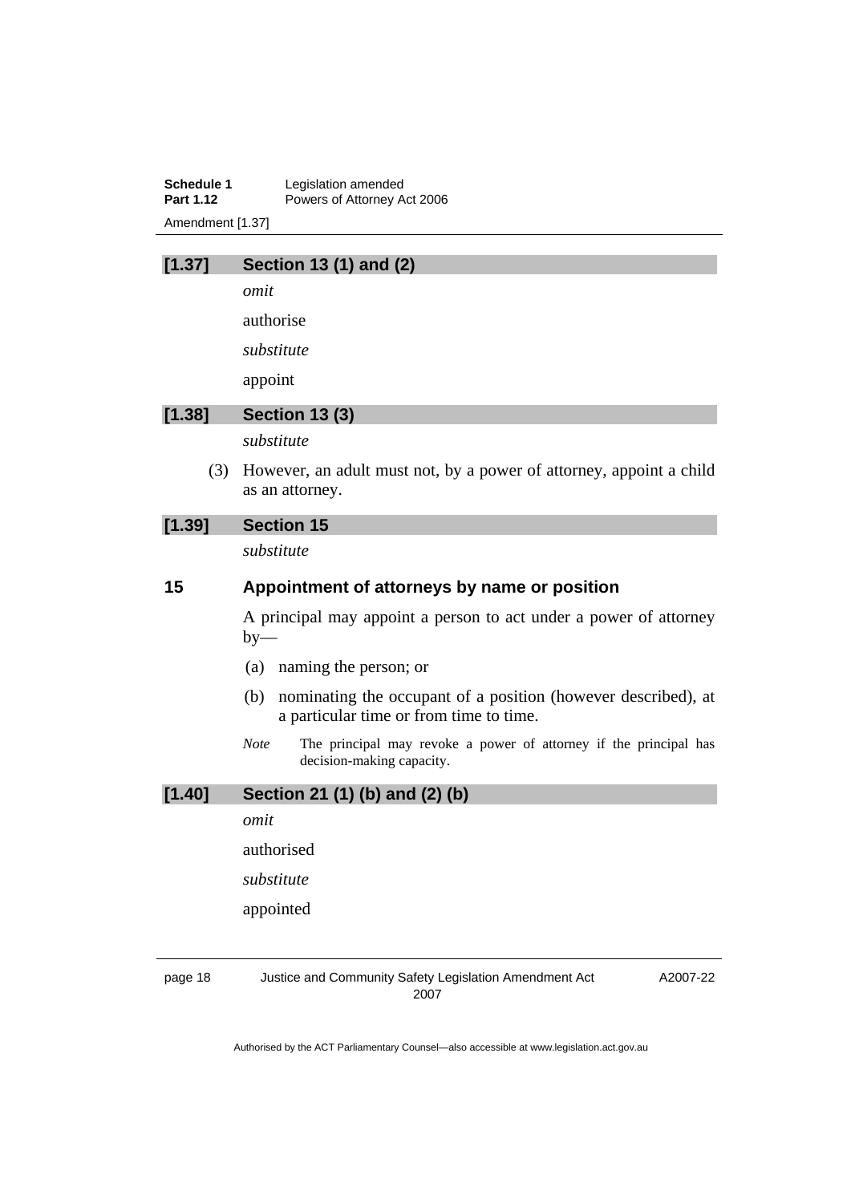## [1.37] Section 13 (1) and (2)

*omit*

authorise

*substitute*

appoint

## [1.38] Section 13 (3)

*substitute*

(3) However, an adult must not, by a power of attorney, appoint a child as an attorney.

## [1.39] Section 15

*substitute*

### 15 Appointment of attorneys by name or position

A principal may appoint a person to act under a power of attorney by—

(a) naming the person; or

(b) nominating the occupant of a position (however described), at a particular time or from time to time.

*Note* The principal may revoke a power of attorney if the principal has decision-making capacity.

## [1.40] Section 21 (1) (b) and (2) (b)

*omit*

authorised

*substitute*

appointed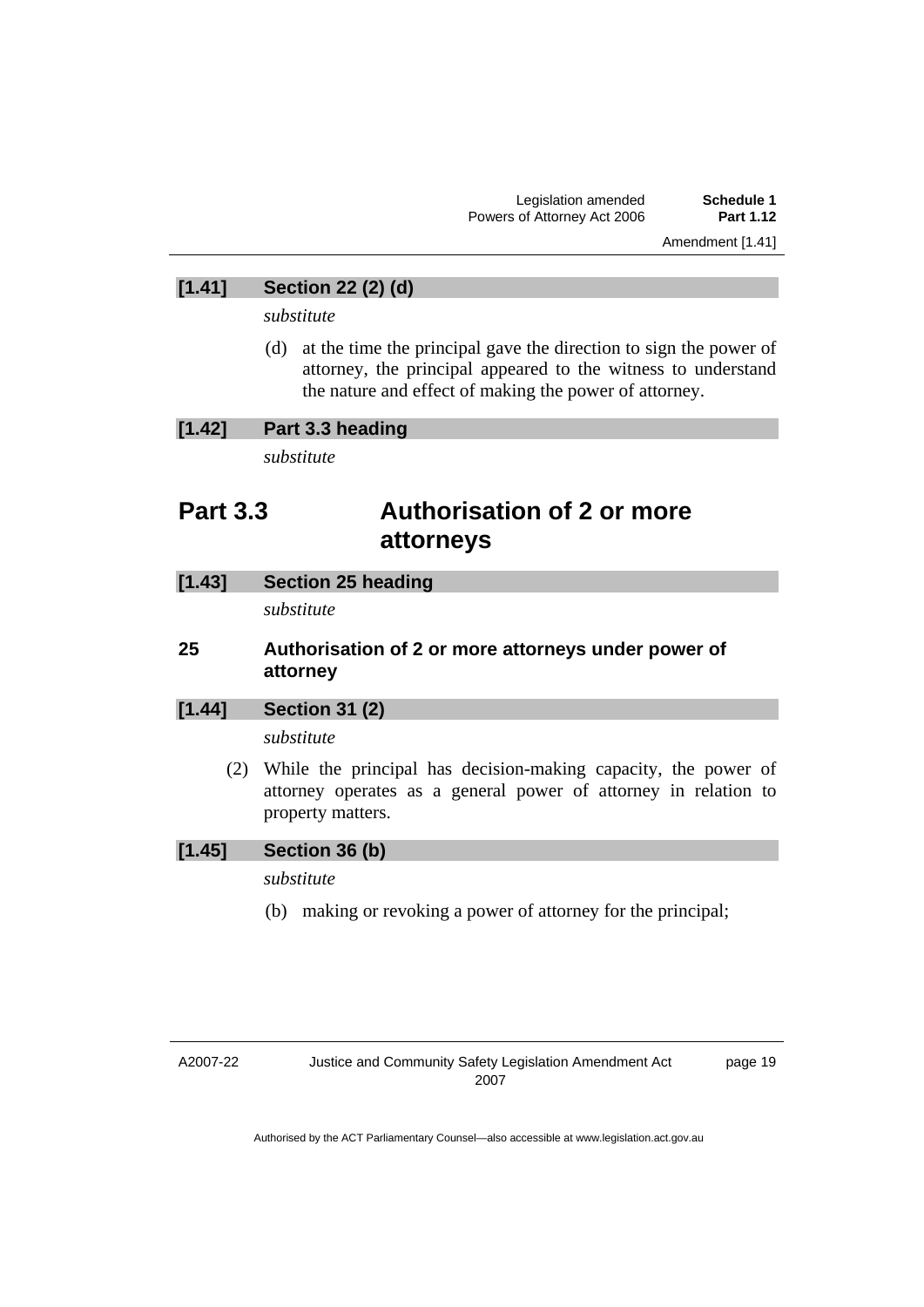### [1.41] Section 22 (2) (d)

*substitute*

(d) at the time the principal gave the direction to sign the power of attorney, the principal appeared to the witness to understand the nature and effect of making the power of attorney.

### [1.42] Part 3.3 heading

*substitute*

## Part 3.3 Authorisation of 2 or more attorneys

### [1.43] Section 25 heading

*substitute*

### 25 Authorisation of 2 or more attorneys under power of attorney

### [1.44] Section 31 (2)

*substitute*

(2) While the principal has decision-making capacity, the power of attorney operates as a general power of attorney in relation to property matters.

### [1.45] Section 36 (b)

*substitute*

(b) making or revoking a power of attorney for the principal;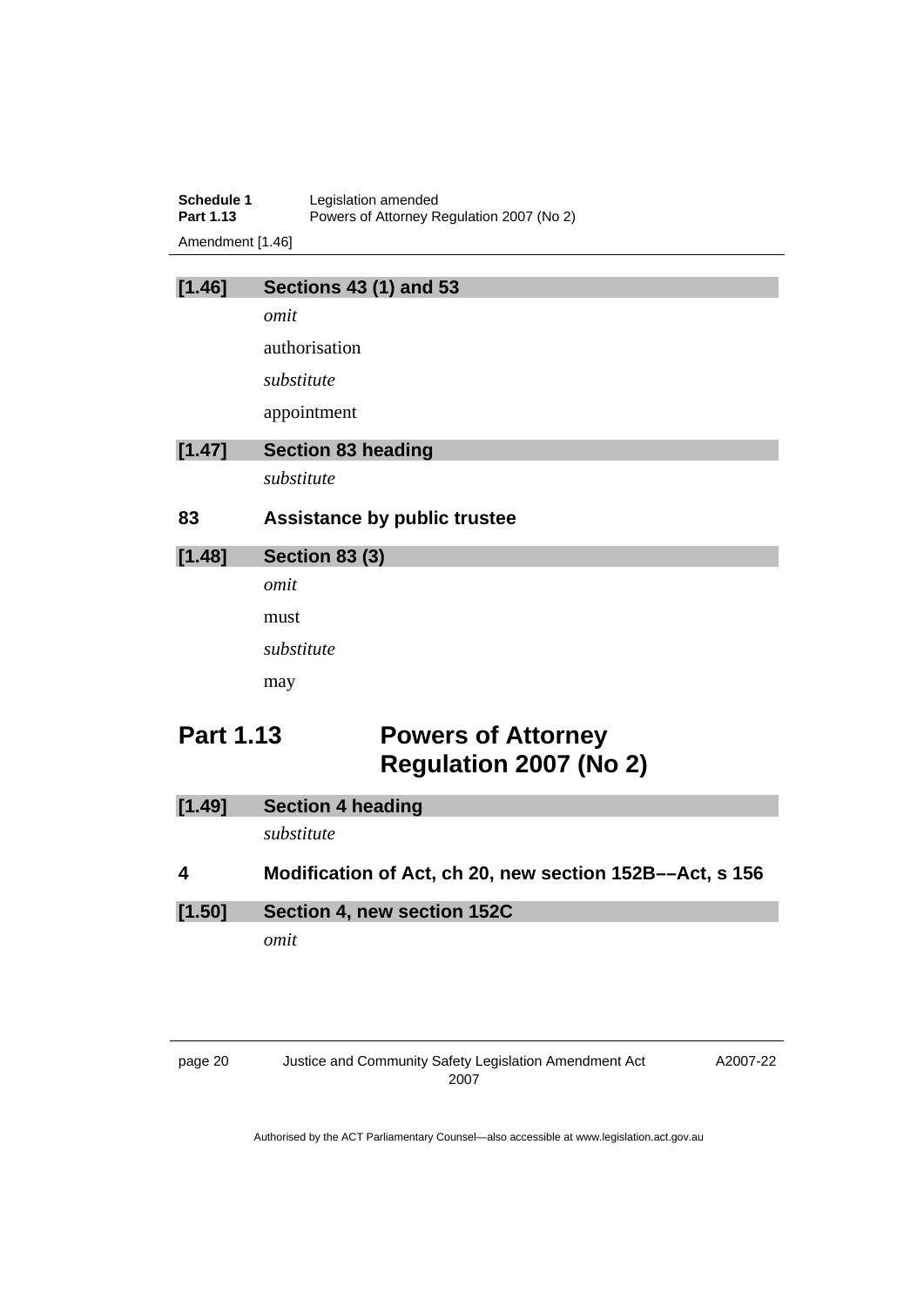### [1.46] Sections 43 (1) and 53

*omit*

authorisation

*substitute*

appointment

### [1.47] Section 83 heading

*substitute*

### 83 Assistance by public trustee

### [1.48] Section 83 (3)

*omit*

must

*substitute*

may

## Part 1.13 Powers of Attorney Regulation 2007 (No 2)

### [1.49] Section 4 heading

*substitute*

### 4 Modification of Act, ch 20, new section 152B––Act, s 156

### [1.50] Section 4, new section 152C

*omit*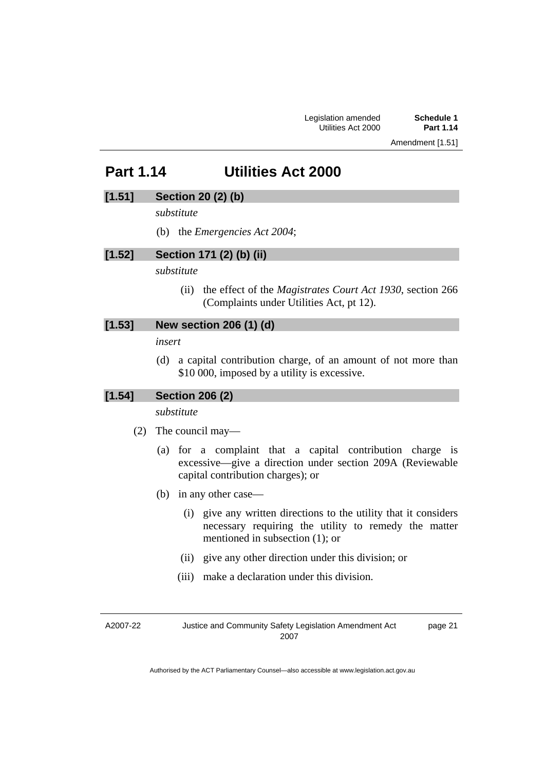# Part 1.14 Utilities Act 2000

## [1.51] Section 20 (2) (b)

*substitute*

(b) the *Emergencies Act 2004*;

## [1.52] Section 171 (2) (b) (ii)

*substitute*

(ii) the effect of the *Magistrates Court Act 1930*, section 266 (Complaints under Utilities Act, pt 12).

## [1.53] New section 206 (1) (d)

*insert*

(d) a capital contribution charge, of an amount of not more than $10 000, imposed by a utility is excessive.

## [1.54] Section 206 (2)

*substitute*

(2) The council may—

(a) for a complaint that a capital contribution charge is excessive—give a direction under section 209A (Reviewable capital contribution charges); or

(b) in any other case—

(i) give any written directions to the utility that it considers necessary requiring the utility to remedy the matter mentioned in subsection (1); or

(ii) give any other direction under this division; or

(iii) make a declaration under this division.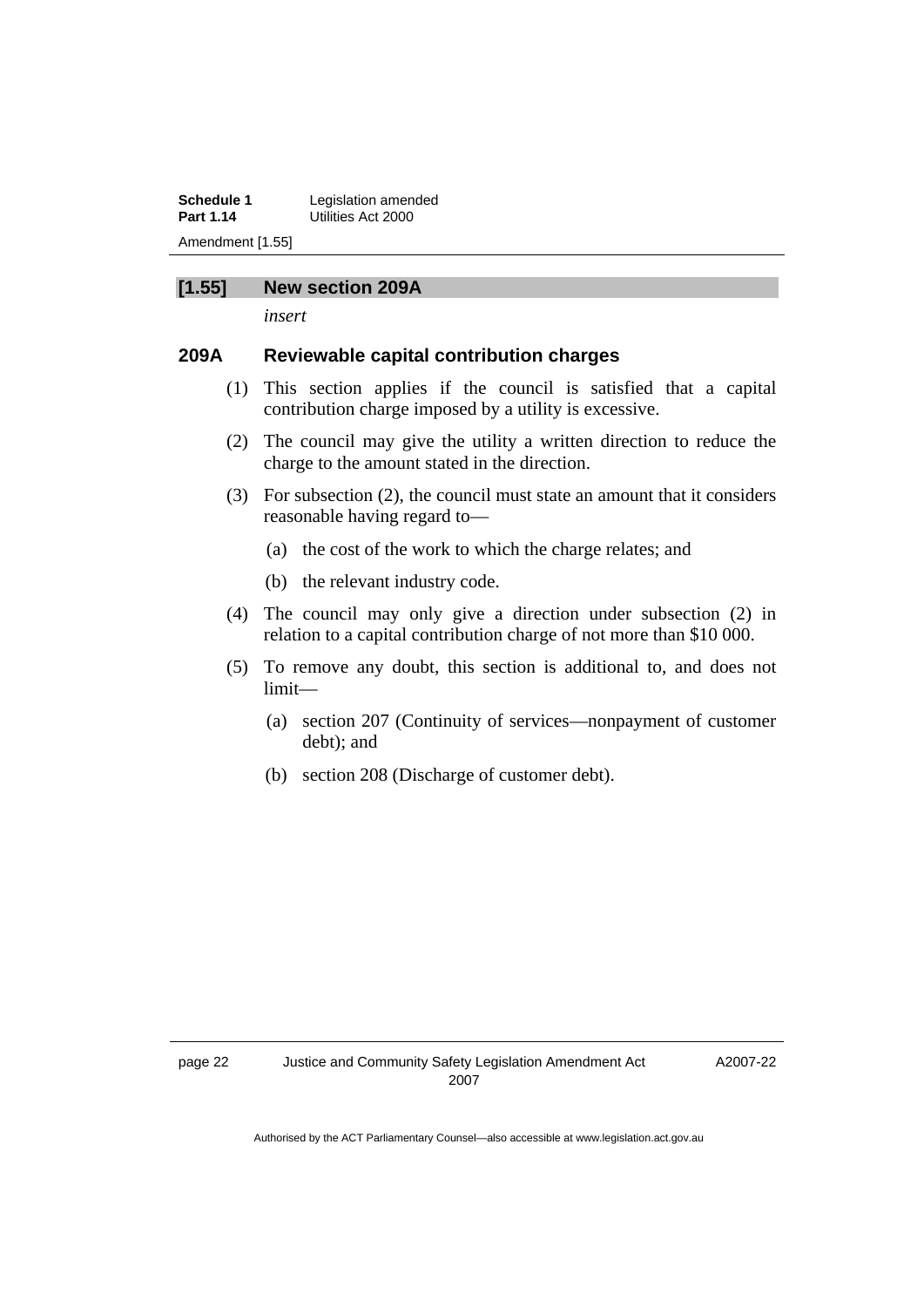## [1.55] New section 209A

*insert*

### 209A Reviewable capital contribution charges

(1) This section applies if the council is satisfied that a capital contribution charge imposed by a utility is excessive.

(2) The council may give the utility a written direction to reduce the charge to the amount stated in the direction.

(3) For subsection (2), the council must state an amount that it considers reasonable having regard to—

(a) the cost of the work to which the charge relates; and

(b) the relevant industry code.

(4) The council may only give a direction under subsection (2) in relation to a capital contribution charge of not more than $10 000.

(5) To remove any doubt, this section is additional to, and does not limit—

(a) section 207 (Continuity of services—nonpayment of customer debt); and

(b) section 208 (Discharge of customer debt).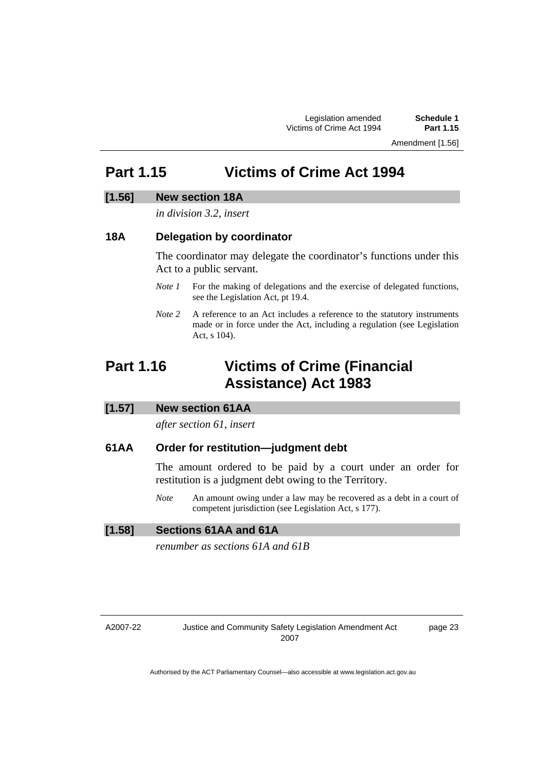# Part 1.15 Victims of Crime Act 1994

### [1.56] New section 18A

*in division 3.2, insert*

### 18A Delegation by coordinator

The coordinator may delegate the coordinator's functions under this Act to a public servant.

*Note 1* For the making of delegations and the exercise of delegated functions, see the Legislation Act, pt 19.4.

*Note 2* A reference to an Act includes a reference to the statutory instruments made or in force under the Act, including a regulation (see Legislation Act, s 104).

# Part 1.16 Victims of Crime (Financial Assistance) Act 1983

### [1.57] New section 61AA

*after section 61, insert*

### 61AA Order for restitution—judgment debt

The amount ordered to be paid by a court under an order for restitution is a judgment debt owing to the Territory.

*Note* An amount owing under a law may be recovered as a debt in a court of competent jurisdiction (see Legislation Act, s 177).

### [1.58] Sections 61AA and 61A

*renumber as sections 61A and 61B*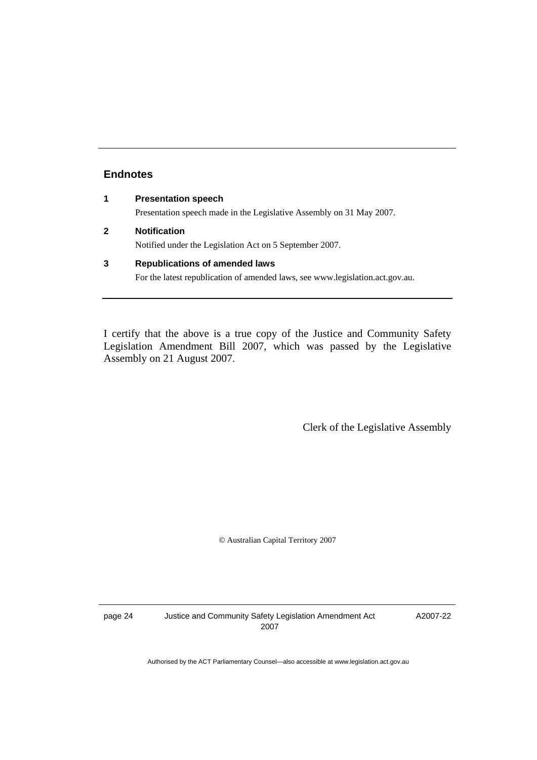## Endnotes

**1 Presentation speech**

Presentation speech made in the Legislative Assembly on 31 May 2007.

**2 Notification**

Notified under the Legislation Act on 5 September 2007.

**3 Republications of amended laws**

For the latest republication of amended laws, see www.legislation.act.gov.au.

---

I certify that the above is a true copy of the Justice and Community Safety Legislation Amendment Bill 2007, which was passed by the Legislative Assembly on 21 August 2007.

Clerk of the Legislative Assembly

© Australian Capital Territory 2007